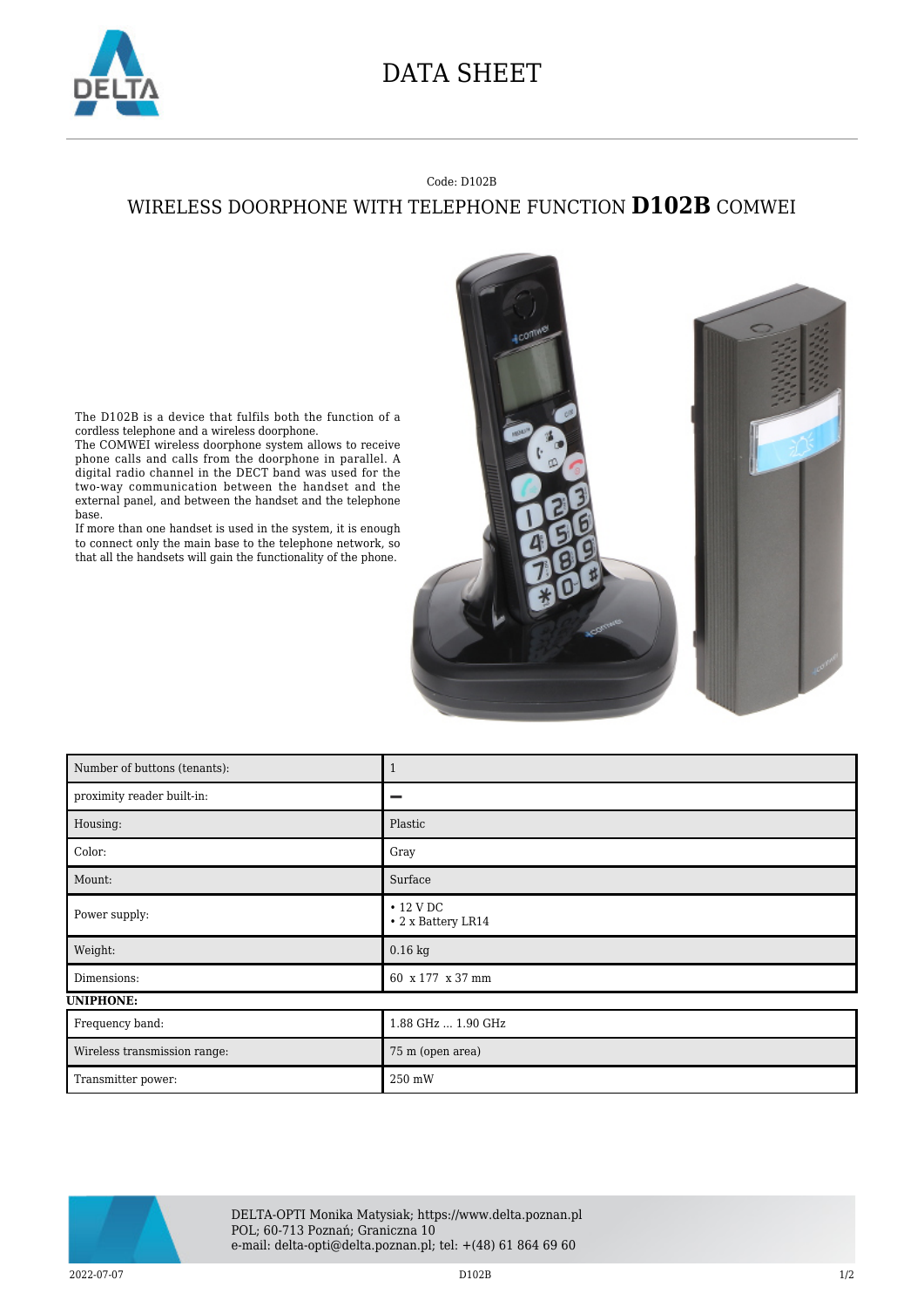# DATA SHEET

Code: D102B

## WIRELESS DOORPHONE WITH TELEPHONE FUNCTION **D102B** COMWEI

The D102B is a device that fulfils both the function of a cordless telephone and a wireless doorphone.
The COMWEI wireless doorphone system allows to receive phone calls and calls from the doorphone in parallel. A digital radio channel in the DECT band was used for the two-way communication between the handset and the external panel, and between the handset and the telephone base.
If more than one handset is used in the system, it is enough to connect only the main base to the telephone network, so that all the handsets will gain the functionality of the phone.

| | |
|---|---|
| Number of buttons (tenants): | 1 |
| proximity reader built-in: | – |
| Housing: | Plastic |
| Color: | Gray |
| Mount: | Surface |
| Power supply: | • 12 V DC<br>• 2 x Battery LR14 |
| Weight: | 0.16 kg |
| Dimensions: | 60 x 177 x 37 mm |

**UNIPHONE:**

| | |
|---|---|
| Frequency band: | 1.88 GHz ... 1.90 GHz |
| Wireless transmission range: | 75 m (open area) |
| Transmitter power: | 250 mW |

DELTA-OPTI Monika Matysiak; https://www.delta.poznan.pl
POL; 60-713 Poznań; Graniczna 10
e-mail: delta-opti@delta.poznan.pl; tel: +(48) 61 864 69 60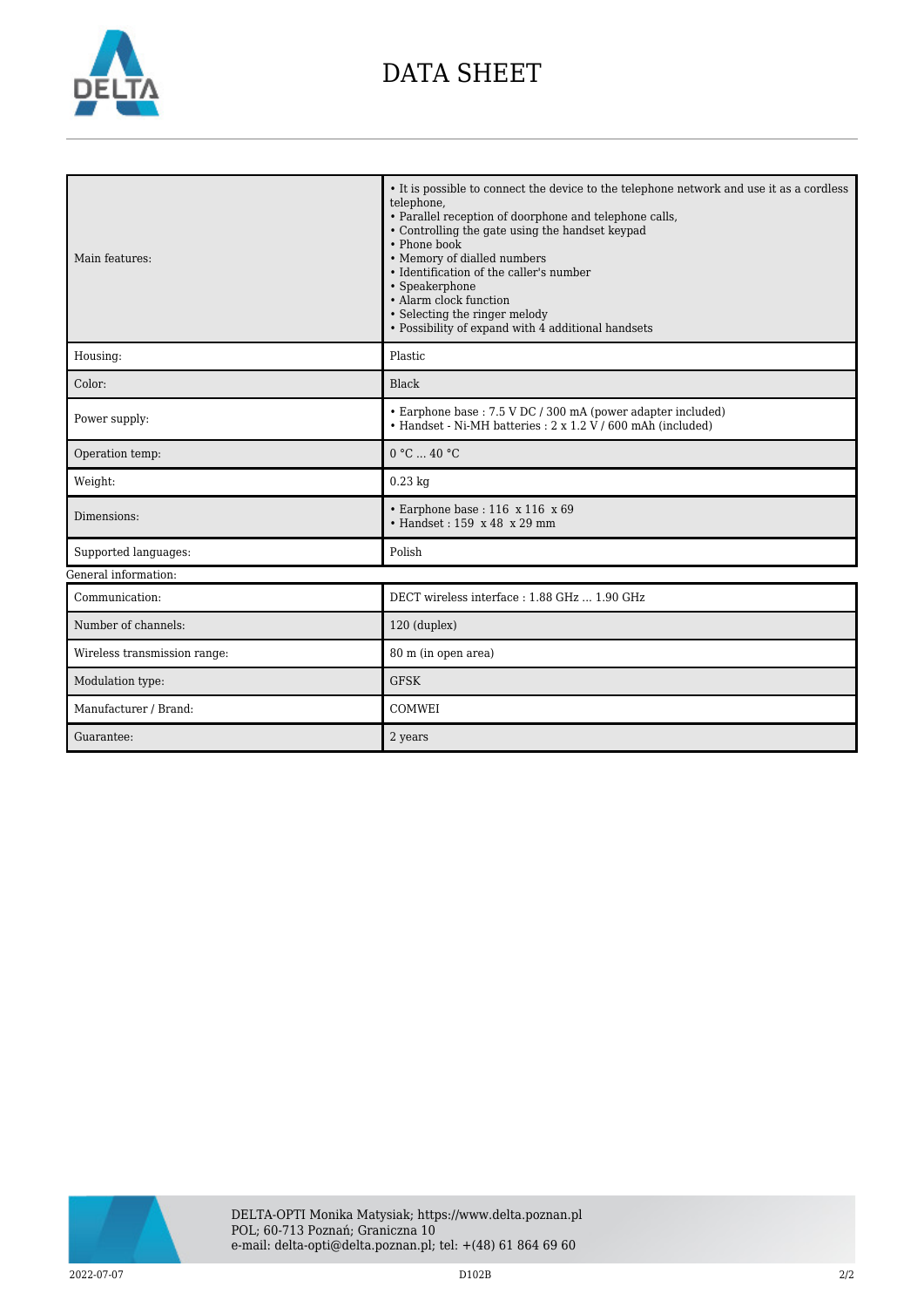# DATA SHEET

| | |
|---|---|
| Main features: | • It is possible to connect the device to the telephone network and use it as a cordless telephone,<br>• Parallel reception of doorphone and telephone calls,<br>• Controlling the gate using the handset keypad<br>• Phone book<br>• Memory of dialled numbers<br>• Identification of the caller's number<br>• Speakerphone<br>• Alarm clock function<br>• Selecting the ringer melody<br>• Possibility of expand with 4 additional handsets |
| Housing: | Plastic |
| Color: | Black |
| Power supply: | • Earphone base : 7.5 V DC / 300 mA (power adapter included)<br>• Handset - Ni-MH batteries : 2 x 1.2 V / 600 mAh (included) |
| Operation temp: | 0 °C ... 40 °C |
| Weight: | 0.23 kg |
| Dimensions: | • Earphone base : 116 x 116 x 69<br>• Handset : 159 x 48 x 29 mm |
| Supported languages: | Polish |

General information:

| | |
|---|---|
| Communication: | DECT wireless interface : 1.88 GHz ... 1.90 GHz |
| Number of channels: | 120 (duplex) |
| Wireless transmission range: | 80 m (in open area) |
| Modulation type: | GFSK |
| Manufacturer / Brand: | COMWEI |
| Guarantee: | 2 years |

DELTA-OPTI Monika Matysiak; https://www.delta.poznan.pl
POL; 60-713 Poznań; Graniczna 10
e-mail: delta-opti@delta.poznan.pl; tel: +(48) 61 864 69 60

2022-07-07 D102B